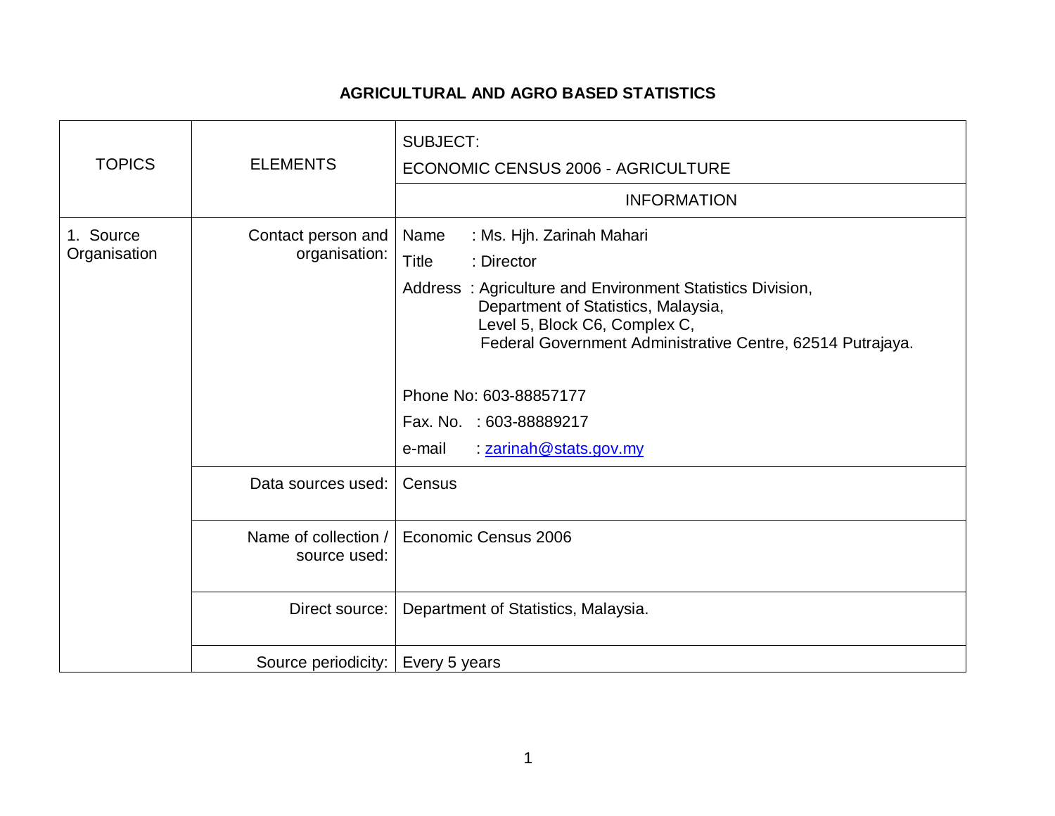## AGRICULTURAL AND AGRO BASED STATISTICS

| TOPICS | ELEMENTS | SUBJECT: ECONOMIC CENSUS 2006 - AGRICULTURE |
|---|---|---|
| | | INFORMATION |
| 1. Source Organisation | Contact person and organisation: | Name : Ms. Hjh. Zarinah Mahari<br>Title : Director<br>Address : Agriculture and Environment Statistics Division, Department of Statistics, Malaysia, Level 5, Block C6, Complex C, Federal Government Administrative Centre, 62514 Putrajaya.<br><br>Phone No: 603-88857177<br>Fax. No. : 603-88889217<br>e-mail : zarinah@stats.gov.my |
| | Data sources used: | Census |
| | Name of collection / source used: | Economic Census 2006 |
| | Direct source: | Department of Statistics, Malaysia. |
| | Source periodicity: | Every 5 years |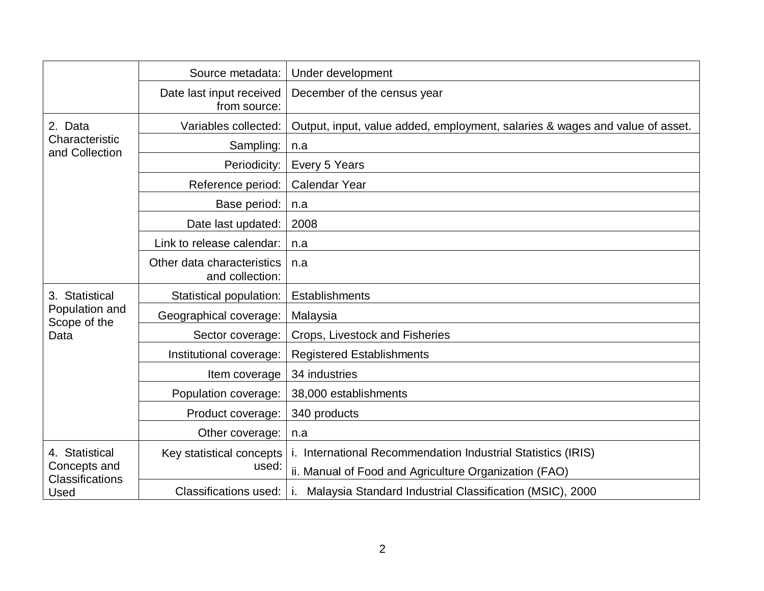| | | |
|---|---|---|
| | Source metadata: | Under development |
| | Date last input received from source: | December of the census year |
| 2. Data Characteristic and Collection | Variables collected: | Output, input, value added, employment, salaries & wages and value of asset. |
| | Sampling: | n.a |
| | Periodicity: | Every 5 Years |
| | Reference period: | Calendar Year |
| | Base period: | n.a |
| | Date last updated: | 2008 |
| | Link to release calendar: | n.a |
| | Other data characteristics and collection: | n.a |
| 3. Statistical Population and Scope of the Data | Statistical population: | Establishments |
| | Geographical coverage: | Malaysia |
| | Sector coverage: | Crops, Livestock and Fisheries |
| | Institutional coverage: | Registered Establishments |
| | Item coverage | 34 industries |
| | Population coverage: | 38,000 establishments |
| | Product coverage: | 340 products |
| | Other coverage: | n.a |
| 4. Statistical Concepts and Classifications Used | Key statistical concepts used: | i. International Recommendation Industrial Statistics (IRIS)<br>ii. Manual of Food and Agriculture Organization (FAO) |
| | Classifications used: | i. Malaysia Standard Industrial Classification (MSIC), 2000 |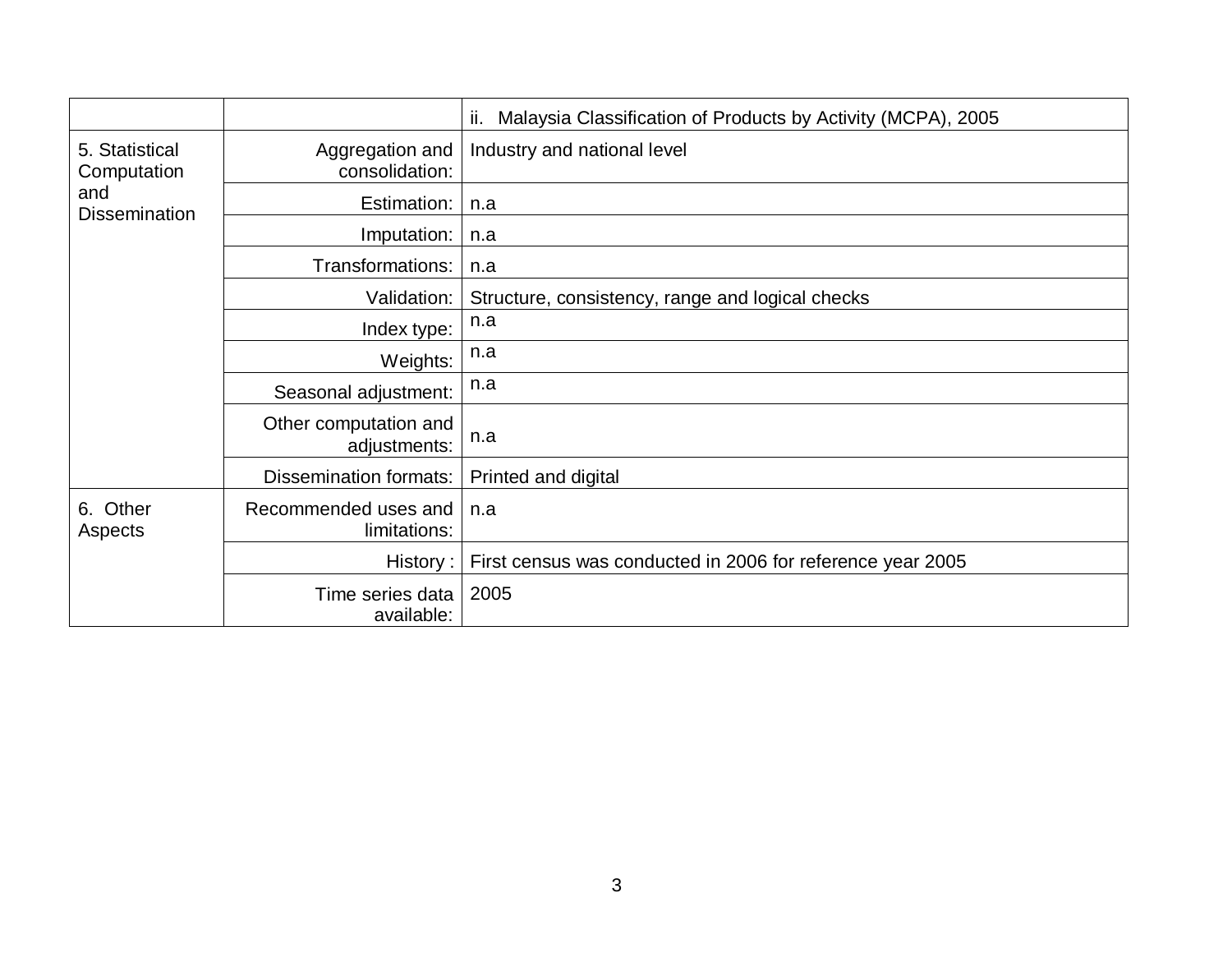| | | |
|---|---|---|
| | | ii. Malaysia Classification of Products by Activity (MCPA), 2005 |
| 5. Statistical Computation and Dissemination | Aggregation and consolidation: | Industry and national level |
| | Estimation: | n.a |
| | Imputation: | n.a |
| | Transformations: | n.a |
| | Validation: | Structure, consistency, range and logical checks |
| | Index type: | n.a |
| | Weights: | n.a |
| | Seasonal adjustment: | n.a |
| | Other computation and adjustments: | n.a |
| | Dissemination formats: | Printed and digital |
| 6. Other Aspects | Recommended uses and limitations: | n.a |
| | History : | First census was conducted in 2006 for reference year 2005 |
| | Time series data available: | 2005 |